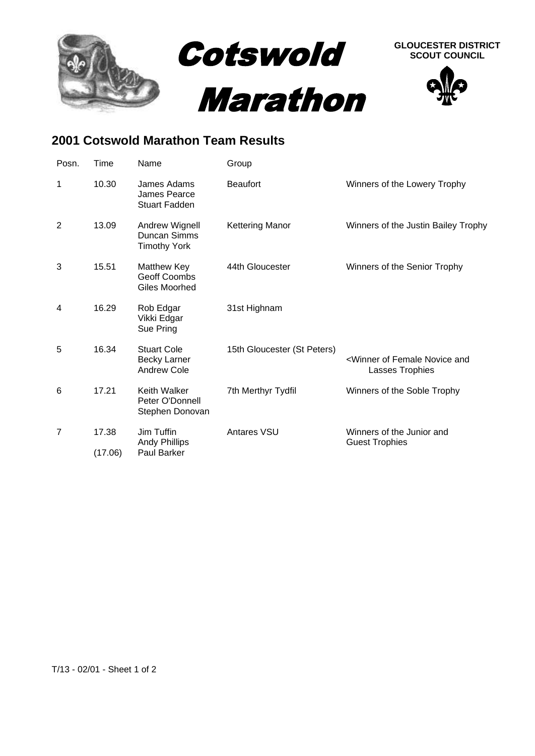# Cotswold Marathon

**GLOUCESTER DISTRICT SCOUT COUNCIL**

## 2001 Cotswold Marathon Team Results

| Posn. | Time | Name | Group | |
|---|---|---|---|---|
| 1 | 10.30 | James Adams<br>James Pearce<br>Stuart Fadden | Beaufort | Winners of the Lowery Trophy |
| 2 | 13.09 | Andrew Wignell<br>Duncan Simms<br>Timothy York | Kettering Manor | Winners of the Justin Bailey Trophy |
| 3 | 15.51 | Matthew Key<br>Geoff Coombs<br>Giles Moorhed | 44th Gloucester | Winners of the Senior Trophy |
| 4 | 16.29 | Rob Edgar<br>Vikki Edgar<br>Sue Pring | 31st Highnam | |
| 5 | 16.34 | Stuart Cole<br>Becky Larner<br>Andrew Cole | 15th Gloucester (St Peters) | <Winner of Female Novice and Lasses Trophies |
| 6 | 17.21 | Keith Walker<br>Peter O'Donnell<br>Stephen Donovan | 7th Merthyr Tydfil | Winners of the Soble Trophy |
| 7 | 17.38<br>(17.06) | Jim Tuffin<br>Andy Phillips<br>Paul Barker | Antares VSU | Winners of the Junior and Guest Trophies |

T/13 - 02/01 - Sheet 1 of 2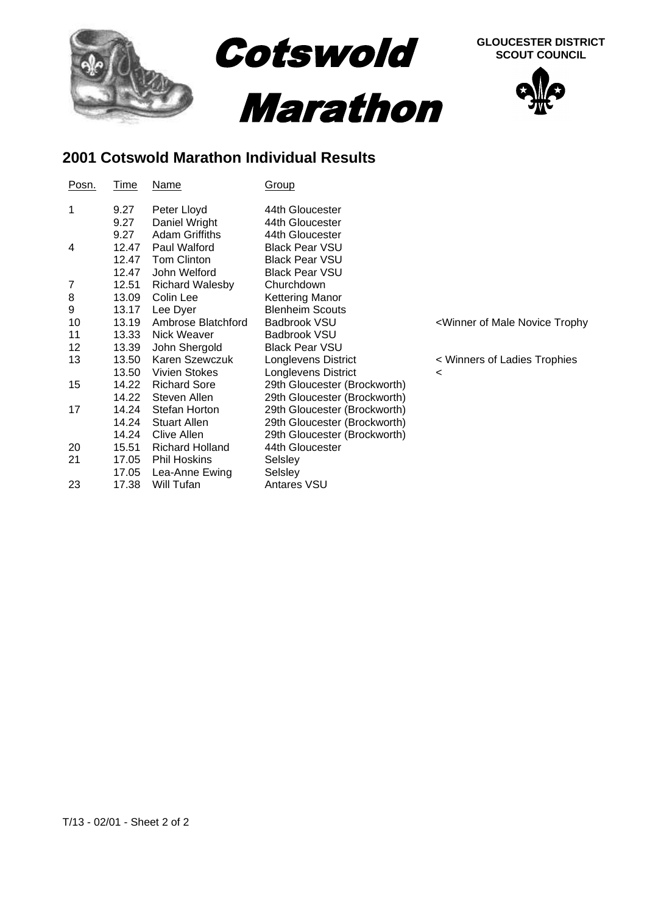Cotswold Marathon

**GLOUCESTER DISTRICT SCOUT COUNCIL**

## 2001 Cotswold Marathon Individual Results

| Posn. | Time | Name | Group | |
|---|---|---|---|---|
| 1 | 9.27 | Peter Lloyd | 44th Gloucester | |
| | 9.27 | Daniel Wright | 44th Gloucester | |
| | 9.27 | Adam Griffiths | 44th Gloucester | |
| 4 | 12.47 | Paul Walford | Black Pear VSU | |
| | 12.47 | Tom Clinton | Black Pear VSU | |
| | 12.47 | John Welford | Black Pear VSU | |
| 7 | 12.51 | Richard Walesby | Churchdown | |
| 8 | 13.09 | Colin Lee | Kettering Manor | |
| 9 | 13.17 | Lee Dyer | Blenheim Scouts | |
| 10 | 13.19 | Ambrose Blatchford | Badbrook VSU | <Winner of Male Novice Trophy |
| 11 | 13.33 | Nick Weaver | Badbrook VSU | |
| 12 | 13.39 | John Shergold | Black Pear VSU | |
| 13 | 13.50 | Karen Szewczuk | Longlevens District | < Winners of Ladies Trophies |
| | 13.50 | Vivien Stokes | Longlevens District | < |
| 15 | 14.22 | Richard Sore | 29th Gloucester (Brockworth) | |
| | 14.22 | Steven Allen | 29th Gloucester (Brockworth) | |
| 17 | 14.24 | Stefan Horton | 29th Gloucester (Brockworth) | |
| | 14.24 | Stuart Allen | 29th Gloucester (Brockworth) | |
| | 14.24 | Clive Allen | 29th Gloucester (Brockworth) | |
| 20 | 15.51 | Richard Holland | 44th Gloucester | |
| 21 | 17.05 | Phil Hoskins | Selsley | |
| | 17.05 | Lea-Anne Ewing | Selsley | |
| 23 | 17.38 | Will Tufan | Antares VSU | |

T/13 - 02/01 - Sheet 2 of 2